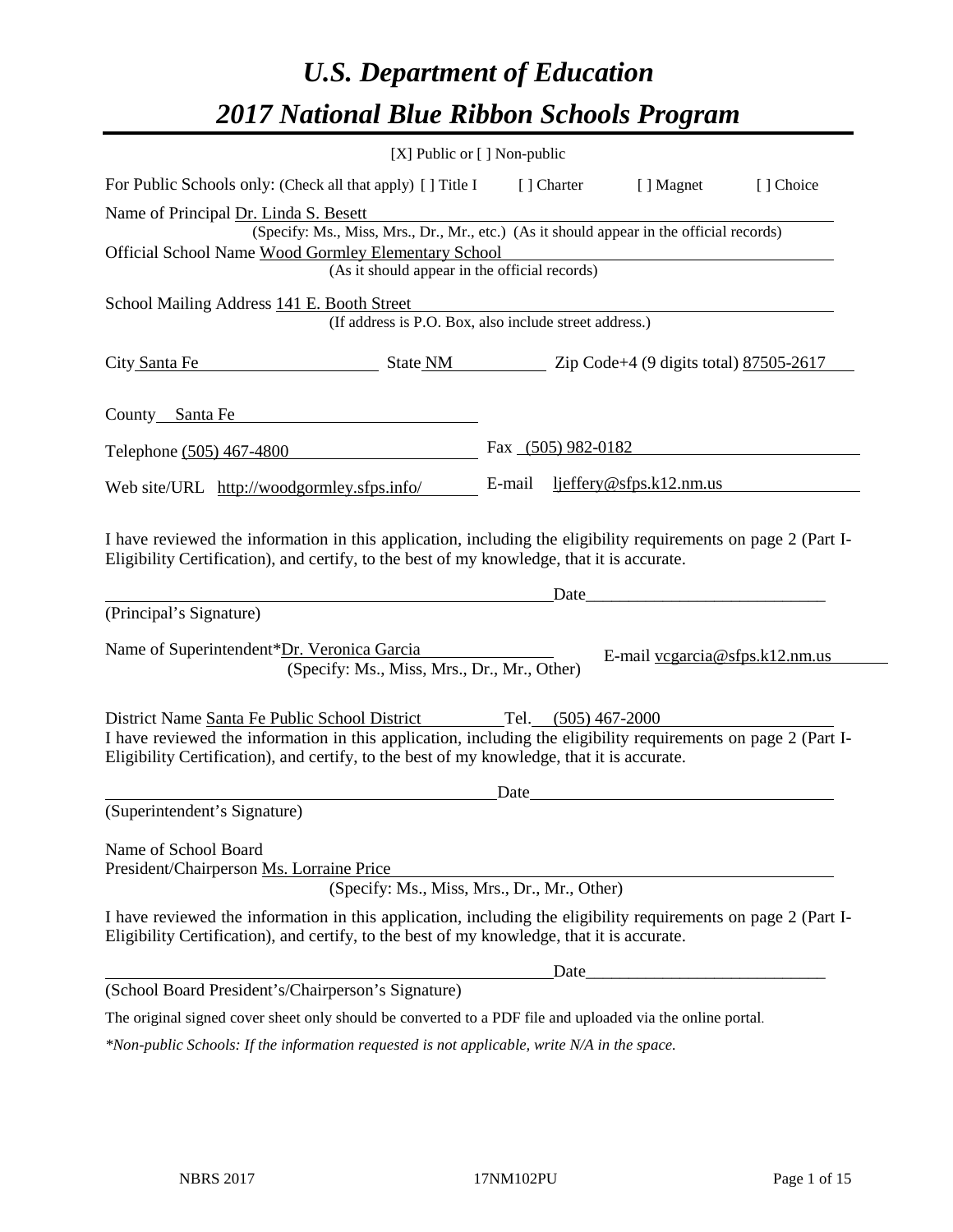# *U.S. Department of Education*
# *2017 National Blue Ribbon Schools Program*

[X] Public or [ ] Non-public

For Public Schools only: (Check all that apply) [ ] Title I [ ] Charter [ ] Magnet [ ] Choice

Name of Principal Dr. Linda S. Besett
(Specify: Ms., Miss, Mrs., Dr., Mr., etc.) (As it should appear in the official records)

Official School Name Wood Gormley Elementary School
(As it should appear in the official records)

School Mailing Address 141 E. Booth Street
(If address is P.O. Box, also include street address.)

City Santa Fe State NM Zip Code+4 (9 digits total) 87505-2617

County Santa Fe

Telephone (505) 467-4800 Fax (505) 982-0182

Web site/URL http://woodgormley.sfps.info/ E-mail ljeffery@sfps.k12.nm.us

I have reviewed the information in this application, including the eligibility requirements on page 2 (Part I-Eligibility Certification), and certify, to the best of my knowledge, that it is accurate.

_______________________________________________ Date___________________________

(Principal's Signature)

Name of Superintendent*Dr. Veronica Garcia E-mail vcgarcia@sfps.k12.nm.us
(Specify: Ms., Miss, Mrs., Dr., Mr., Other)

District Name Santa Fe Public School District Tel. (505) 467-2000

I have reviewed the information in this application, including the eligibility requirements on page 2 (Part I-Eligibility Certification), and certify, to the best of my knowledge, that it is accurate.

_______________________________________________ Date___________________________

(Superintendent's Signature)

Name of School Board
President/Chairperson Ms. Lorraine Price
(Specify: Ms., Miss, Mrs., Dr., Mr., Other)

I have reviewed the information in this application, including the eligibility requirements on page 2 (Part I-Eligibility Certification), and certify, to the best of my knowledge, that it is accurate.

_______________________________________________ Date___________________________

(School Board President's/Chairperson's Signature)

The original signed cover sheet only should be converted to a PDF file and uploaded via the online portal.

*\*Non-public Schools: If the information requested is not applicable, write N/A in the space.*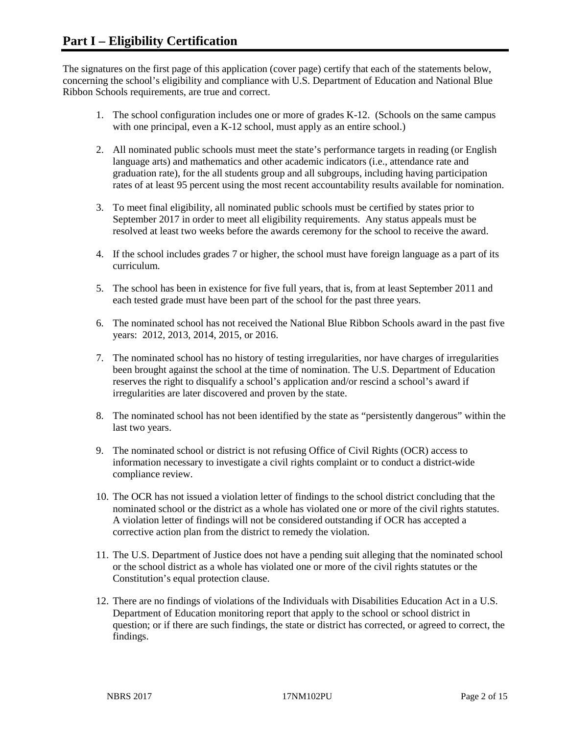# Part I – Eligibility Certification

The signatures on the first page of this application (cover page) certify that each of the statements below, concerning the school's eligibility and compliance with U.S. Department of Education and National Blue Ribbon Schools requirements, are true and correct.

1. The school configuration includes one or more of grades K-12. (Schools on the same campus with one principal, even a K-12 school, must apply as an entire school.)
2. All nominated public schools must meet the state's performance targets in reading (or English language arts) and mathematics and other academic indicators (i.e., attendance rate and graduation rate), for the all students group and all subgroups, including having participation rates of at least 95 percent using the most recent accountability results available for nomination.
3. To meet final eligibility, all nominated public schools must be certified by states prior to September 2017 in order to meet all eligibility requirements. Any status appeals must be resolved at least two weeks before the awards ceremony for the school to receive the award.
4. If the school includes grades 7 or higher, the school must have foreign language as a part of its curriculum.
5. The school has been in existence for five full years, that is, from at least September 2011 and each tested grade must have been part of the school for the past three years.
6. The nominated school has not received the National Blue Ribbon Schools award in the past five years: 2012, 2013, 2014, 2015, or 2016.
7. The nominated school has no history of testing irregularities, nor have charges of irregularities been brought against the school at the time of nomination. The U.S. Department of Education reserves the right to disqualify a school's application and/or rescind a school's award if irregularities are later discovered and proven by the state.
8. The nominated school has not been identified by the state as "persistently dangerous" within the last two years.
9. The nominated school or district is not refusing Office of Civil Rights (OCR) access to information necessary to investigate a civil rights complaint or to conduct a district-wide compliance review.
10. The OCR has not issued a violation letter of findings to the school district concluding that the nominated school or the district as a whole has violated one or more of the civil rights statutes. A violation letter of findings will not be considered outstanding if OCR has accepted a corrective action plan from the district to remedy the violation.
11. The U.S. Department of Justice does not have a pending suit alleging that the nominated school or the school district as a whole has violated one or more of the civil rights statutes or the Constitution's equal protection clause.
12. There are no findings of violations of the Individuals with Disabilities Education Act in a U.S. Department of Education monitoring report that apply to the school or school district in question; or if there are such findings, the state or district has corrected, or agreed to correct, the findings.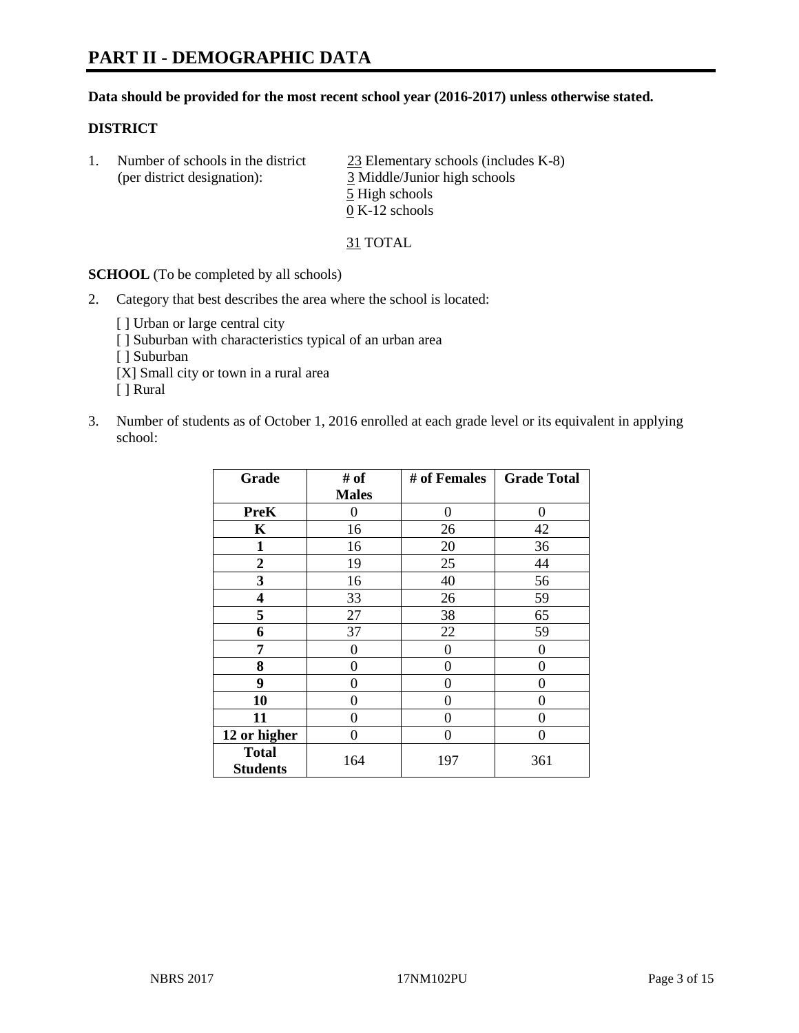# PART II - DEMOGRAPHIC DATA

**Data should be provided for the most recent school year (2016-2017) unless otherwise stated.**

**DISTRICT**

1. Number of schools in the district (per district designation):
   - 23 Elementary schools (includes K-8)
   - 3 Middle/Junior high schools
   - 5 High schools
   - 0 K-12 schools

   31 TOTAL

**SCHOOL** (To be completed by all schools)

2. Category that best describes the area where the school is located:

   [ ] Urban or large central city
   [ ] Suburban with characteristics typical of an urban area
   [ ] Suburban
   [X] Small city or town in a rural area
   [ ] Rural

3. Number of students as of October 1, 2016 enrolled at each grade level or its equivalent in applying school:

| Grade | # of Males | # of Females | Grade Total |
|---|---|---|---|
| **PreK** | 0 | 0 | 0 |
| **K** | 16 | 26 | 42 |
| **1** | 16 | 20 | 36 |
| **2** | 19 | 25 | 44 |
| **3** | 16 | 40 | 56 |
| **4** | 33 | 26 | 59 |
| **5** | 27 | 38 | 65 |
| **6** | 37 | 22 | 59 |
| **7** | 0 | 0 | 0 |
| **8** | 0 | 0 | 0 |
| **9** | 0 | 0 | 0 |
| **10** | 0 | 0 | 0 |
| **11** | 0 | 0 | 0 |
| **12 or higher** | 0 | 0 | 0 |
| **Total Students** | 164 | 197 | 361 |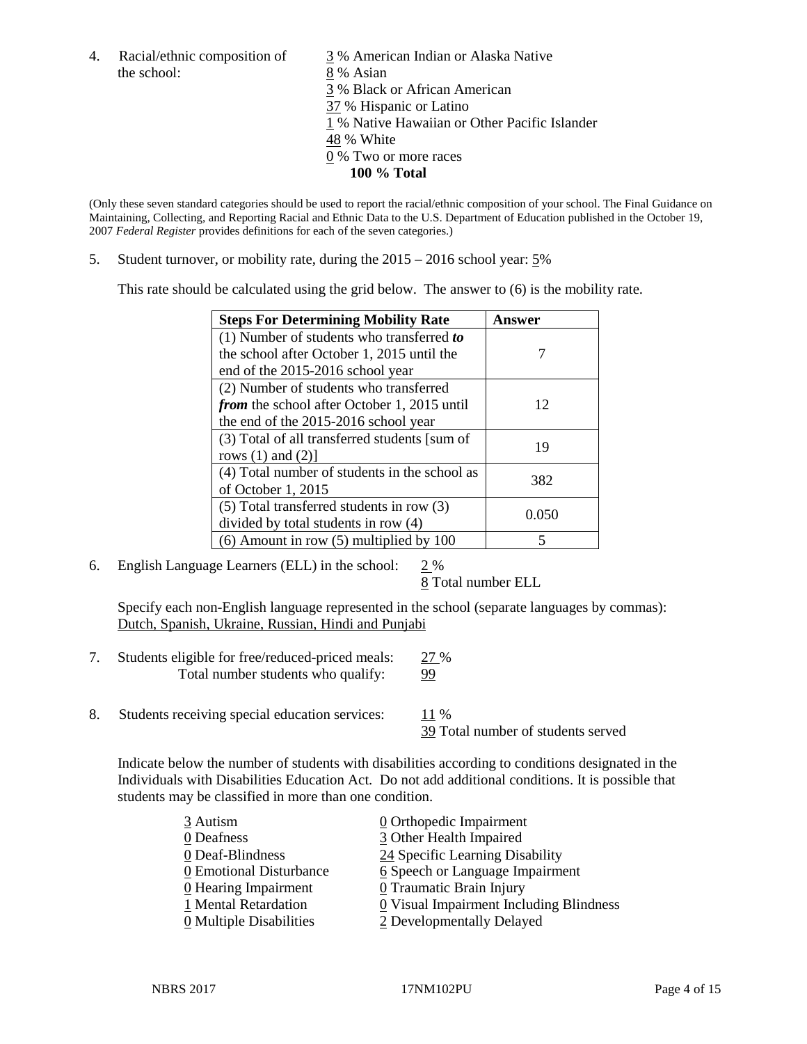4. Racial/ethnic composition of the school:

   3 % American Indian or Alaska Native
   8 % Asian
   3 % Black or African American
   37 % Hispanic or Latino
   1 % Native Hawaiian or Other Pacific Islander
   48 % White
   0 % Two or more races
   **100 % Total**

(Only these seven standard categories should be used to report the racial/ethnic composition of your school. The Final Guidance on Maintaining, Collecting, and Reporting Racial and Ethnic Data to the U.S. Department of Education published in the October 19, 2007 *Federal Register* provides definitions for each of the seven categories.)

5. Student turnover, or mobility rate, during the 2015 – 2016 school year: 5%

   This rate should be calculated using the grid below. The answer to (6) is the mobility rate.

| **Steps For Determining Mobility Rate** | **Answer** |
|---|---|
| (1) Number of students who transferred ***to*** the school after October 1, 2015 until the end of the 2015-2016 school year | 7 |
| (2) Number of students who transferred ***from*** the school after October 1, 2015 until the end of the 2015-2016 school year | 12 |
| (3) Total of all transferred students [sum of rows (1) and (2)] | 19 |
| (4) Total number of students in the school as of October 1, 2015 | 382 |
| (5) Total transferred students in row (3) divided by total students in row (4) | 0.050 |
| (6) Amount in row (5) multiplied by 100 | 5 |

6. English Language Learners (ELL) in the school: 2 %
   8 Total number ELL

   Specify each non-English language represented in the school (separate languages by commas):
   Dutch, Spanish, Ukraine, Russian, Hindi and Punjabi

7. Students eligible for free/reduced-priced meals: 27 %
   Total number students who qualify: 99

8. Students receiving special education services: 11 %
   39 Total number of students served

   Indicate below the number of students with disabilities according to conditions designated in the Individuals with Disabilities Education Act. Do not add additional conditions. It is possible that students may be classified in more than one condition.

   3 Autism
   0 Deafness
   0 Deaf-Blindness
   0 Emotional Disturbance
   0 Hearing Impairment
   1 Mental Retardation
   0 Multiple Disabilities
   0 Orthopedic Impairment
   3 Other Health Impaired
   24 Specific Learning Disability
   6 Speech or Language Impairment
   0 Traumatic Brain Injury
   0 Visual Impairment Including Blindness
   2 Developmentally Delayed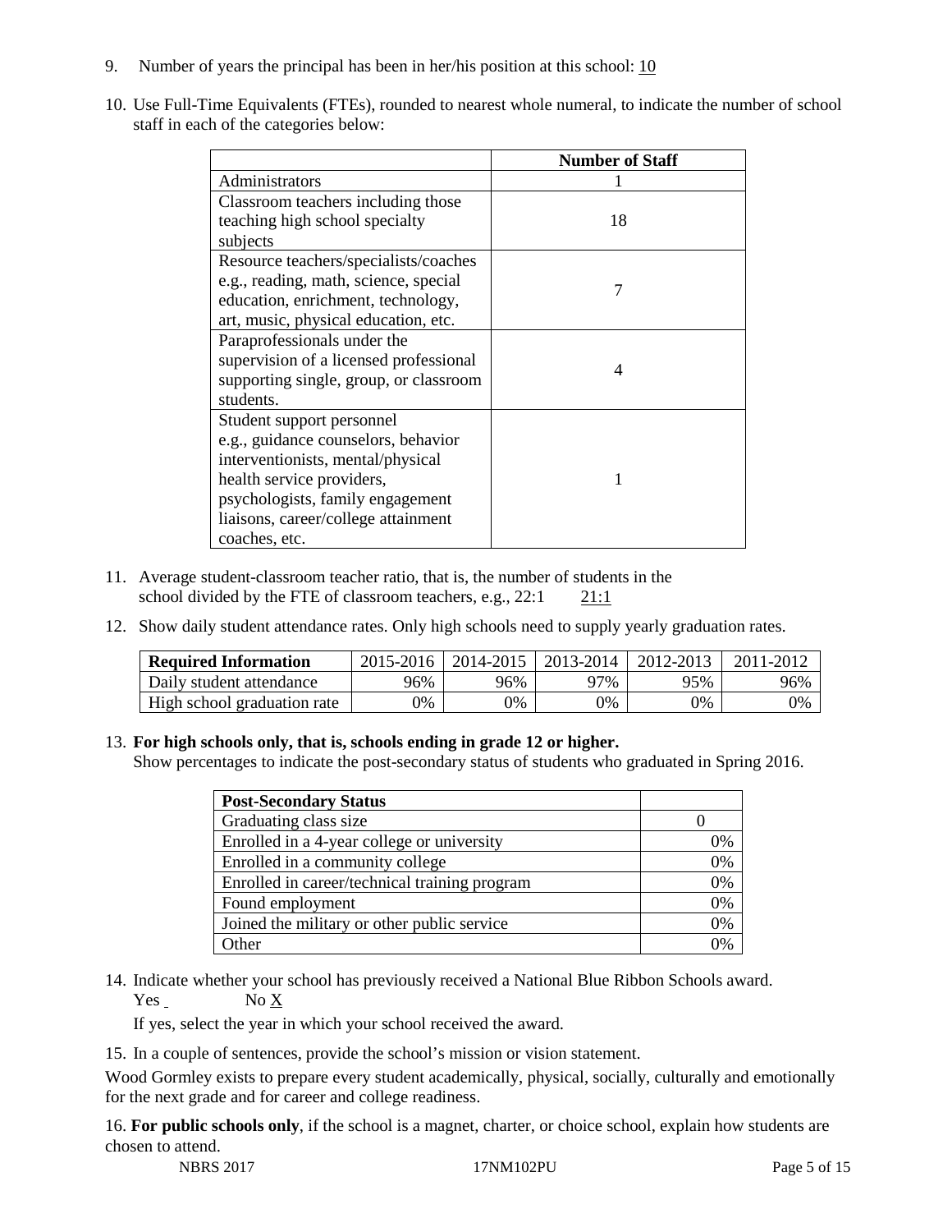9. Number of years the principal has been in her/his position at this school: 10

10. Use Full-Time Equivalents (FTEs), rounded to nearest whole numeral, to indicate the number of school staff in each of the categories below:

| | Number of Staff |
|---|---|
| Administrators | 1 |
| Classroom teachers including those teaching high school specialty subjects | 18 |
| Resource teachers/specialists/coaches e.g., reading, math, science, special education, enrichment, technology, art, music, physical education, etc. | 7 |
| Paraprofessionals under the supervision of a licensed professional supporting single, group, or classroom students. | 4 |
| Student support personnel e.g., guidance counselors, behavior interventionists, mental/physical health service providers, psychologists, family engagement liaisons, career/college attainment coaches, etc. | 1 |

11. Average student-classroom teacher ratio, that is, the number of students in the school divided by the FTE of classroom teachers, e.g., 22:1 21:1

12. Show daily student attendance rates. Only high schools need to supply yearly graduation rates.

| Required Information | 2015-2016 | 2014-2015 | 2013-2014 | 2012-2013 | 2011-2012 |
|---|---|---|---|---|---|
| Daily student attendance | 96% | 96% | 97% | 95% | 96% |
| High school graduation rate | 0% | 0% | 0% | 0% | 0% |

13. **For high schools only, that is, schools ending in grade 12 or higher.**
Show percentages to indicate the post-secondary status of students who graduated in Spring 2016.

| Post-Secondary Status | |
|---|---|
| Graduating class size | 0 |
| Enrolled in a 4-year college or university | 0% |
| Enrolled in a community college | 0% |
| Enrolled in career/technical training program | 0% |
| Found employment | 0% |
| Joined the military or other public service | 0% |
| Other | 0% |

14. Indicate whether your school has previously received a National Blue Ribbon Schools award.
Yes No X

If yes, select the year in which your school received the award.

15. In a couple of sentences, provide the school's mission or vision statement.

Wood Gormley exists to prepare every student academically, physical, socially, culturally and emotionally for the next grade and for career and college readiness.

16. **For public schools only**, if the school is a magnet, charter, or choice school, explain how students are chosen to attend.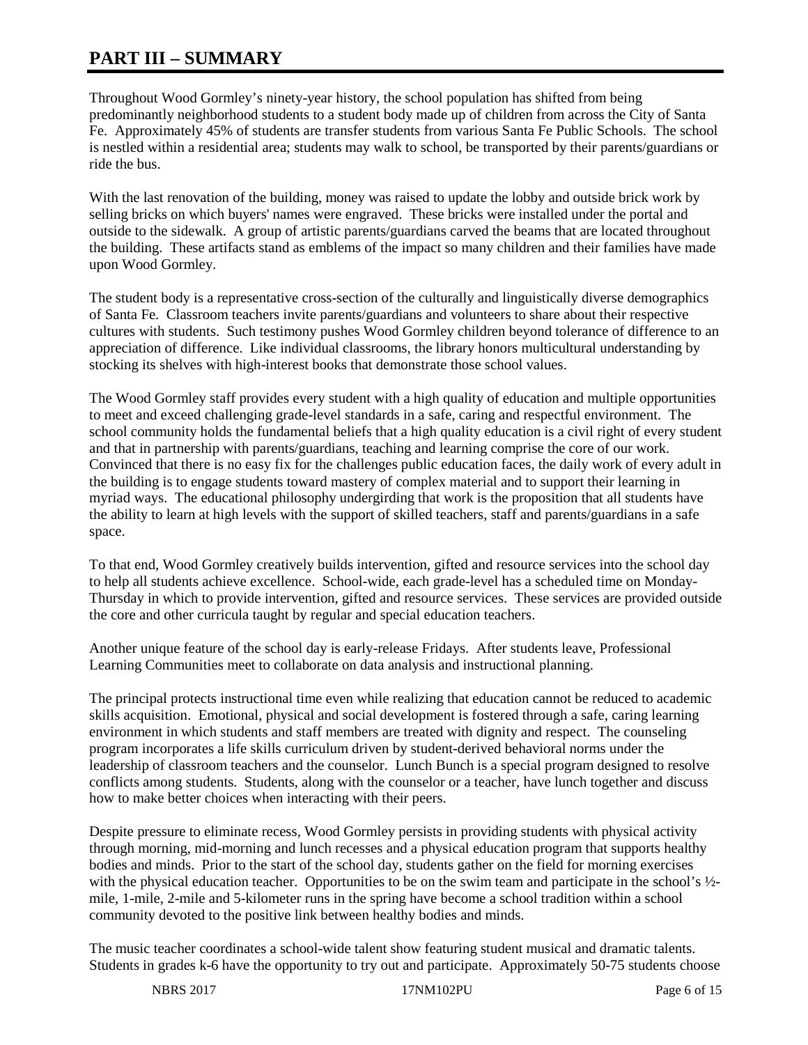# PART III – SUMMARY

Throughout Wood Gormley's ninety-year history, the school population has shifted from being predominantly neighborhood students to a student body made up of children from across the City of Santa Fe. Approximately 45% of students are transfer students from various Santa Fe Public Schools. The school is nestled within a residential area; students may walk to school, be transported by their parents/guardians or ride the bus.

With the last renovation of the building, money was raised to update the lobby and outside brick work by selling bricks on which buyers' names were engraved. These bricks were installed under the portal and outside to the sidewalk. A group of artistic parents/guardians carved the beams that are located throughout the building. These artifacts stand as emblems of the impact so many children and their families have made upon Wood Gormley.

The student body is a representative cross-section of the culturally and linguistically diverse demographics of Santa Fe. Classroom teachers invite parents/guardians and volunteers to share about their respective cultures with students. Such testimony pushes Wood Gormley children beyond tolerance of difference to an appreciation of difference. Like individual classrooms, the library honors multicultural understanding by stocking its shelves with high-interest books that demonstrate those school values.

The Wood Gormley staff provides every student with a high quality of education and multiple opportunities to meet and exceed challenging grade-level standards in a safe, caring and respectful environment. The school community holds the fundamental beliefs that a high quality education is a civil right of every student and that in partnership with parents/guardians, teaching and learning comprise the core of our work. Convinced that there is no easy fix for the challenges public education faces, the daily work of every adult in the building is to engage students toward mastery of complex material and to support their learning in myriad ways. The educational philosophy undergirding that work is the proposition that all students have the ability to learn at high levels with the support of skilled teachers, staff and parents/guardians in a safe space.

To that end, Wood Gormley creatively builds intervention, gifted and resource services into the school day to help all students achieve excellence. School-wide, each grade-level has a scheduled time on Monday-Thursday in which to provide intervention, gifted and resource services. These services are provided outside the core and other curricula taught by regular and special education teachers.

Another unique feature of the school day is early-release Fridays. After students leave, Professional Learning Communities meet to collaborate on data analysis and instructional planning.

The principal protects instructional time even while realizing that education cannot be reduced to academic skills acquisition. Emotional, physical and social development is fostered through a safe, caring learning environment in which students and staff members are treated with dignity and respect. The counseling program incorporates a life skills curriculum driven by student-derived behavioral norms under the leadership of classroom teachers and the counselor. Lunch Bunch is a special program designed to resolve conflicts among students. Students, along with the counselor or a teacher, have lunch together and discuss how to make better choices when interacting with their peers.

Despite pressure to eliminate recess, Wood Gormley persists in providing students with physical activity through morning, mid-morning and lunch recesses and a physical education program that supports healthy bodies and minds. Prior to the start of the school day, students gather on the field for morning exercises with the physical education teacher. Opportunities to be on the swim team and participate in the school's ½-mile, 1-mile, 2-mile and 5-kilometer runs in the spring have become a school tradition within a school community devoted to the positive link between healthy bodies and minds.

The music teacher coordinates a school-wide talent show featuring student musical and dramatic talents. Students in grades k-6 have the opportunity to try out and participate. Approximately 50-75 students choose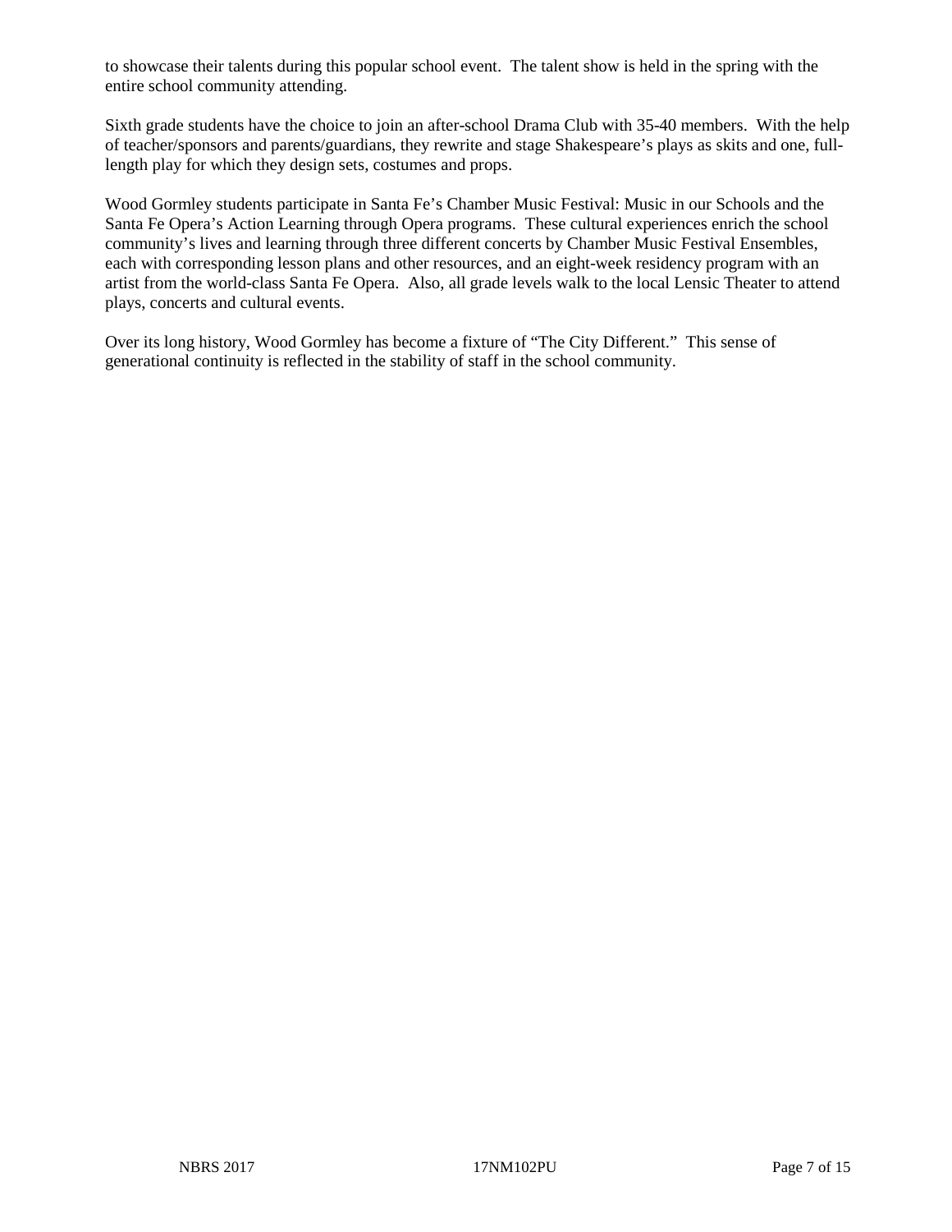to showcase their talents during this popular school event. The talent show is held in the spring with the entire school community attending.

Sixth grade students have the choice to join an after-school Drama Club with 35-40 members. With the help of teacher/sponsors and parents/guardians, they rewrite and stage Shakespeare's plays as skits and one, full-length play for which they design sets, costumes and props.

Wood Gormley students participate in Santa Fe's Chamber Music Festival: Music in our Schools and the Santa Fe Opera's Action Learning through Opera programs. These cultural experiences enrich the school community's lives and learning through three different concerts by Chamber Music Festival Ensembles, each with corresponding lesson plans and other resources, and an eight-week residency program with an artist from the world-class Santa Fe Opera. Also, all grade levels walk to the local Lensic Theater to attend plays, concerts and cultural events.

Over its long history, Wood Gormley has become a fixture of "The City Different." This sense of generational continuity is reflected in the stability of staff in the school community.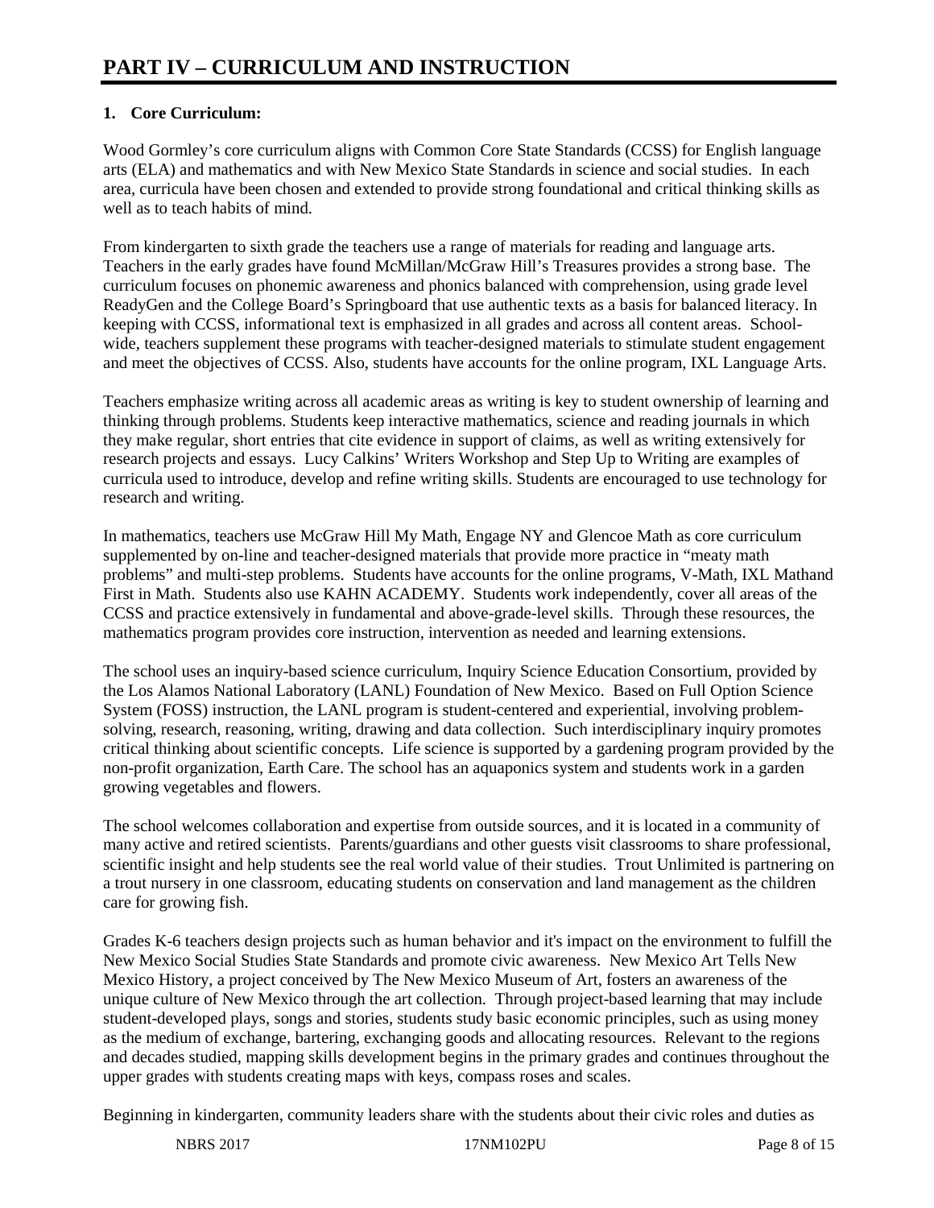# PART IV – CURRICULUM AND INSTRUCTION

## 1. Core Curriculum:

Wood Gormley's core curriculum aligns with Common Core State Standards (CCSS) for English language arts (ELA) and mathematics and with New Mexico State Standards in science and social studies. In each area, curricula have been chosen and extended to provide strong foundational and critical thinking skills as well as to teach habits of mind.

From kindergarten to sixth grade the teachers use a range of materials for reading and language arts. Teachers in the early grades have found McMillan/McGraw Hill's Treasures provides a strong base. The curriculum focuses on phonemic awareness and phonics balanced with comprehension, using grade level ReadyGen and the College Board's Springboard that use authentic texts as a basis for balanced literacy. In keeping with CCSS, informational text is emphasized in all grades and across all content areas. School-wide, teachers supplement these programs with teacher-designed materials to stimulate student engagement and meet the objectives of CCSS. Also, students have accounts for the online program, IXL Language Arts.

Teachers emphasize writing across all academic areas as writing is key to student ownership of learning and thinking through problems. Students keep interactive mathematics, science and reading journals in which they make regular, short entries that cite evidence in support of claims, as well as writing extensively for research projects and essays. Lucy Calkins' Writers Workshop and Step Up to Writing are examples of curricula used to introduce, develop and refine writing skills. Students are encouraged to use technology for research and writing.

In mathematics, teachers use McGraw Hill My Math, Engage NY and Glencoe Math as core curriculum supplemented by on-line and teacher-designed materials that provide more practice in "meaty math problems" and multi-step problems. Students have accounts for the online programs, V-Math, IXL Mathand First in Math. Students also use KAHN ACADEMY. Students work independently, cover all areas of the CCSS and practice extensively in fundamental and above-grade-level skills. Through these resources, the mathematics program provides core instruction, intervention as needed and learning extensions.

The school uses an inquiry-based science curriculum, Inquiry Science Education Consortium, provided by the Los Alamos National Laboratory (LANL) Foundation of New Mexico. Based on Full Option Science System (FOSS) instruction, the LANL program is student-centered and experiential, involving problem-solving, research, reasoning, writing, drawing and data collection. Such interdisciplinary inquiry promotes critical thinking about scientific concepts. Life science is supported by a gardening program provided by the non-profit organization, Earth Care. The school has an aquaponics system and students work in a garden growing vegetables and flowers.

The school welcomes collaboration and expertise from outside sources, and it is located in a community of many active and retired scientists. Parents/guardians and other guests visit classrooms to share professional, scientific insight and help students see the real world value of their studies. Trout Unlimited is partnering on a trout nursery in one classroom, educating students on conservation and land management as the children care for growing fish.

Grades K-6 teachers design projects such as human behavior and it's impact on the environment to fulfill the New Mexico Social Studies State Standards and promote civic awareness. New Mexico Art Tells New Mexico History, a project conceived by The New Mexico Museum of Art, fosters an awareness of the unique culture of New Mexico through the art collection. Through project-based learning that may include student-developed plays, songs and stories, students study basic economic principles, such as using money as the medium of exchange, bartering, exchanging goods and allocating resources. Relevant to the regions and decades studied, mapping skills development begins in the primary grades and continues throughout the upper grades with students creating maps with keys, compass roses and scales.

Beginning in kindergarten, community leaders share with the students about their civic roles and duties as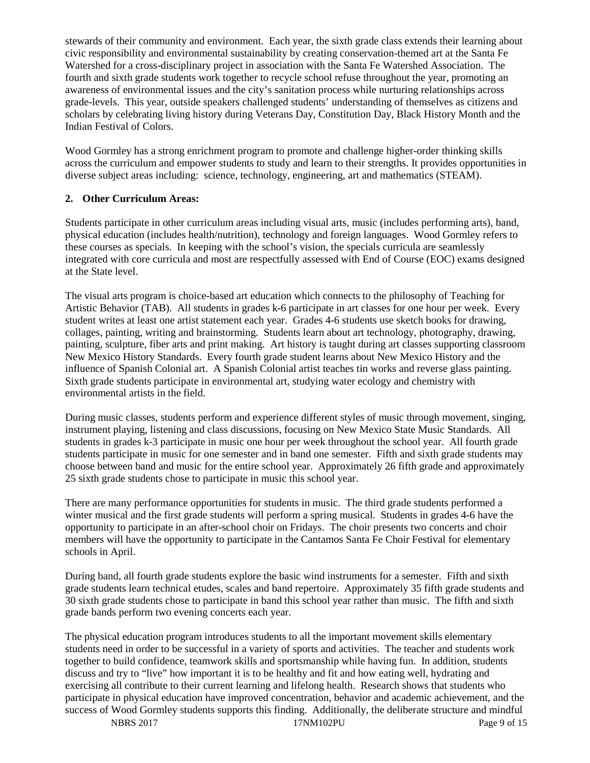stewards of their community and environment. Each year, the sixth grade class extends their learning about civic responsibility and environmental sustainability by creating conservation-themed art at the Santa Fe Watershed for a cross-disciplinary project in association with the Santa Fe Watershed Association. The fourth and sixth grade students work together to recycle school refuse throughout the year, promoting an awareness of environmental issues and the city's sanitation process while nurturing relationships across grade-levels. This year, outside speakers challenged students' understanding of themselves as citizens and scholars by celebrating living history during Veterans Day, Constitution Day, Black History Month and the Indian Festival of Colors.

Wood Gormley has a strong enrichment program to promote and challenge higher-order thinking skills across the curriculum and empower students to study and learn to their strengths. It provides opportunities in diverse subject areas including: science, technology, engineering, art and mathematics (STEAM).

**2. Other Curriculum Areas:**

Students participate in other curriculum areas including visual arts, music (includes performing arts), band, physical education (includes health/nutrition), technology and foreign languages. Wood Gormley refers to these courses as specials. In keeping with the school's vision, the specials curricula are seamlessly integrated with core curricula and most are respectfully assessed with End of Course (EOC) exams designed at the State level.

The visual arts program is choice-based art education which connects to the philosophy of Teaching for Artistic Behavior (TAB). All students in grades k-6 participate in art classes for one hour per week. Every student writes at least one artist statement each year. Grades 4-6 students use sketch books for drawing, collages, painting, writing and brainstorming. Students learn about art technology, photography, drawing, painting, sculpture, fiber arts and print making. Art history is taught during art classes supporting classroom New Mexico History Standards. Every fourth grade student learns about New Mexico History and the influence of Spanish Colonial art. A Spanish Colonial artist teaches tin works and reverse glass painting. Sixth grade students participate in environmental art, studying water ecology and chemistry with environmental artists in the field.

During music classes, students perform and experience different styles of music through movement, singing, instrument playing, listening and class discussions, focusing on New Mexico State Music Standards. All students in grades k-3 participate in music one hour per week throughout the school year. All fourth grade students participate in music for one semester and in band one semester. Fifth and sixth grade students may choose between band and music for the entire school year. Approximately 26 fifth grade and approximately 25 sixth grade students chose to participate in music this school year.

There are many performance opportunities for students in music. The third grade students performed a winter musical and the first grade students will perform a spring musical. Students in grades 4-6 have the opportunity to participate in an after-school choir on Fridays. The choir presents two concerts and choir members will have the opportunity to participate in the Cantamos Santa Fe Choir Festival for elementary schools in April.

During band, all fourth grade students explore the basic wind instruments for a semester. Fifth and sixth grade students learn technical etudes, scales and band repertoire. Approximately 35 fifth grade students and 30 sixth grade students chose to participate in band this school year rather than music. The fifth and sixth grade bands perform two evening concerts each year.

The physical education program introduces students to all the important movement skills elementary students need in order to be successful in a variety of sports and activities. The teacher and students work together to build confidence, teamwork skills and sportsmanship while having fun. In addition, students discuss and try to "live" how important it is to be healthy and fit and how eating well, hydrating and exercising all contribute to their current learning and lifelong health. Research shows that students who participate in physical education have improved concentration, behavior and academic achievement, and the success of Wood Gormley students supports this finding. Additionally, the deliberate structure and mindful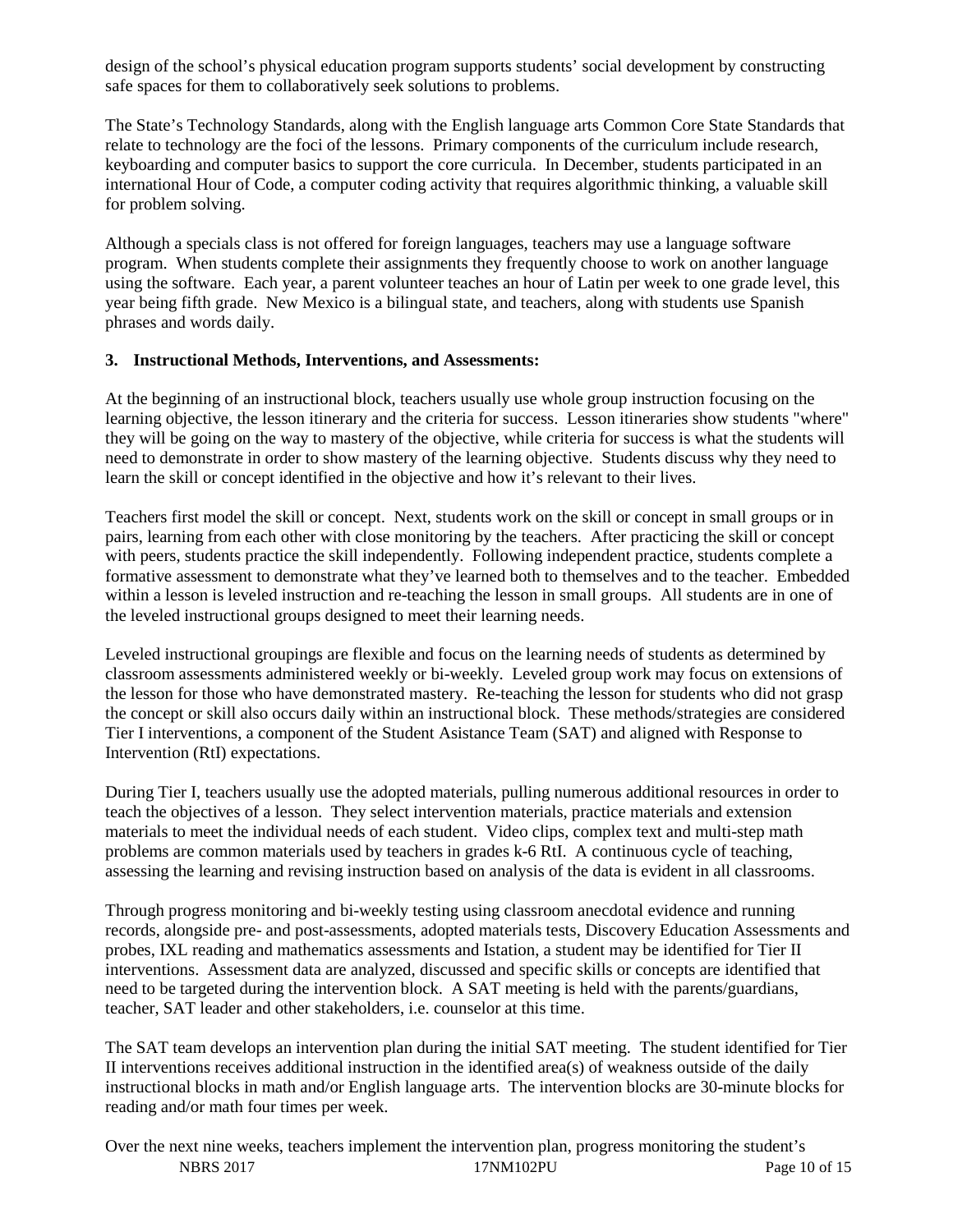design of the school's physical education program supports students' social development by constructing safe spaces for them to collaboratively seek solutions to problems.

The State's Technology Standards, along with the English language arts Common Core State Standards that relate to technology are the foci of the lessons. Primary components of the curriculum include research, keyboarding and computer basics to support the core curricula. In December, students participated in an international Hour of Code, a computer coding activity that requires algorithmic thinking, a valuable skill for problem solving.

Although a specials class is not offered for foreign languages, teachers may use a language software program. When students complete their assignments they frequently choose to work on another language using the software. Each year, a parent volunteer teaches an hour of Latin per week to one grade level, this year being fifth grade. New Mexico is a bilingual state, and teachers, along with students use Spanish phrases and words daily.

**3. Instructional Methods, Interventions, and Assessments:**

At the beginning of an instructional block, teachers usually use whole group instruction focusing on the learning objective, the lesson itinerary and the criteria for success. Lesson itineraries show students "where" they will be going on the way to mastery of the objective, while criteria for success is what the students will need to demonstrate in order to show mastery of the learning objective. Students discuss why they need to learn the skill or concept identified in the objective and how it's relevant to their lives.

Teachers first model the skill or concept. Next, students work on the skill or concept in small groups or in pairs, learning from each other with close monitoring by the teachers. After practicing the skill or concept with peers, students practice the skill independently. Following independent practice, students complete a formative assessment to demonstrate what they've learned both to themselves and to the teacher. Embedded within a lesson is leveled instruction and re-teaching the lesson in small groups. All students are in one of the leveled instructional groups designed to meet their learning needs.

Leveled instructional groupings are flexible and focus on the learning needs of students as determined by classroom assessments administered weekly or bi-weekly. Leveled group work may focus on extensions of the lesson for those who have demonstrated mastery. Re-teaching the lesson for students who did not grasp the concept or skill also occurs daily within an instructional block. These methods/strategies are considered Tier I interventions, a component of the Student Asistance Team (SAT) and aligned with Response to Intervention (RtI) expectations.

During Tier I, teachers usually use the adopted materials, pulling numerous additional resources in order to teach the objectives of a lesson. They select intervention materials, practice materials and extension materials to meet the individual needs of each student. Video clips, complex text and multi-step math problems are common materials used by teachers in grades k-6 RtI. A continuous cycle of teaching, assessing the learning and revising instruction based on analysis of the data is evident in all classrooms.

Through progress monitoring and bi-weekly testing using classroom anecdotal evidence and running records, alongside pre- and post-assessments, adopted materials tests, Discovery Education Assessments and probes, IXL reading and mathematics assessments and Istation, a student may be identified for Tier II interventions. Assessment data are analyzed, discussed and specific skills or concepts are identified that need to be targeted during the intervention block. A SAT meeting is held with the parents/guardians, teacher, SAT leader and other stakeholders, i.e. counselor at this time.

The SAT team develops an intervention plan during the initial SAT meeting. The student identified for Tier II interventions receives additional instruction in the identified area(s) of weakness outside of the daily instructional blocks in math and/or English language arts. The intervention blocks are 30-minute blocks for reading and/or math four times per week.

Over the next nine weeks, teachers implement the intervention plan, progress monitoring the student's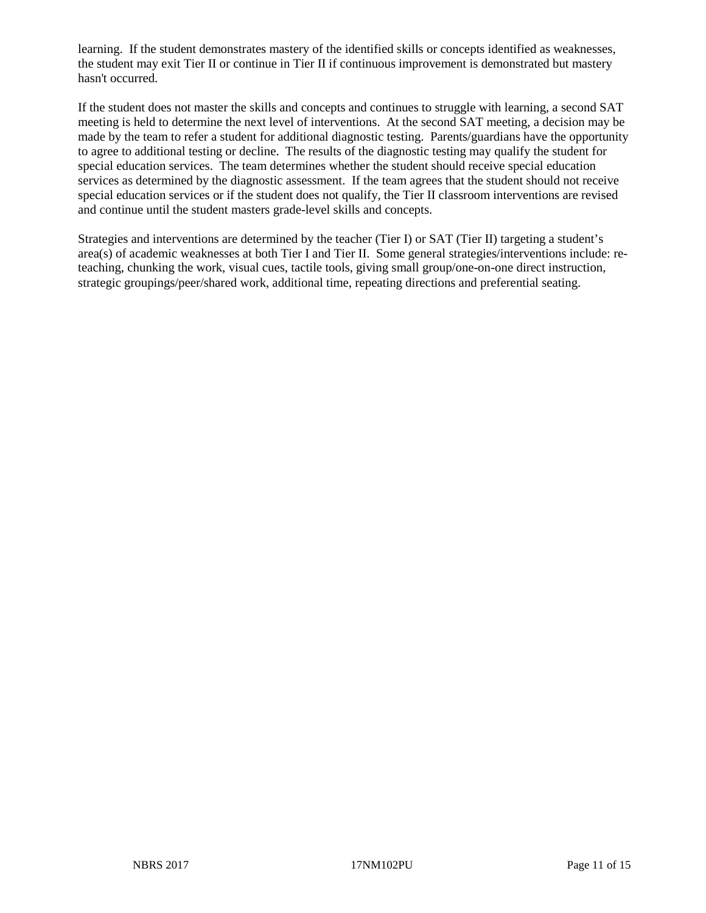learning. If the student demonstrates mastery of the identified skills or concepts identified as weaknesses, the student may exit Tier II or continue in Tier II if continuous improvement is demonstrated but mastery hasn't occurred.

If the student does not master the skills and concepts and continues to struggle with learning, a second SAT meeting is held to determine the next level of interventions. At the second SAT meeting, a decision may be made by the team to refer a student for additional diagnostic testing. Parents/guardians have the opportunity to agree to additional testing or decline. The results of the diagnostic testing may qualify the student for special education services. The team determines whether the student should receive special education services as determined by the diagnostic assessment. If the team agrees that the student should not receive special education services or if the student does not qualify, the Tier II classroom interventions are revised and continue until the student masters grade-level skills and concepts.

Strategies and interventions are determined by the teacher (Tier I) or SAT (Tier II) targeting a student's area(s) of academic weaknesses at both Tier I and Tier II. Some general strategies/interventions include: re-teaching, chunking the work, visual cues, tactile tools, giving small group/one-on-one direct instruction, strategic groupings/peer/shared work, additional time, repeating directions and preferential seating.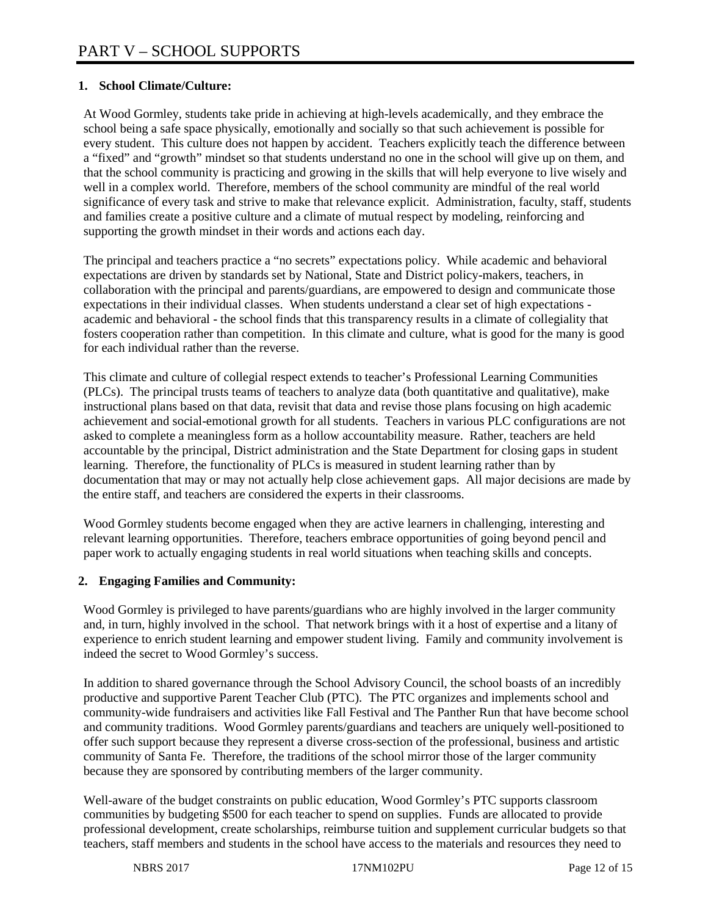# PART V – SCHOOL SUPPORTS

## 1. School Climate/Culture:

At Wood Gormley, students take pride in achieving at high-levels academically, and they embrace the school being a safe space physically, emotionally and socially so that such achievement is possible for every student. This culture does not happen by accident. Teachers explicitly teach the difference between a "fixed" and "growth" mindset so that students understand no one in the school will give up on them, and that the school community is practicing and growing in the skills that will help everyone to live wisely and well in a complex world. Therefore, members of the school community are mindful of the real world significance of every task and strive to make that relevance explicit. Administration, faculty, staff, students and families create a positive culture and a climate of mutual respect by modeling, reinforcing and supporting the growth mindset in their words and actions each day.

The principal and teachers practice a "no secrets" expectations policy. While academic and behavioral expectations are driven by standards set by National, State and District policy-makers, teachers, in collaboration with the principal and parents/guardians, are empowered to design and communicate those expectations in their individual classes. When students understand a clear set of high expectations - academic and behavioral - the school finds that this transparency results in a climate of collegiality that fosters cooperation rather than competition. In this climate and culture, what is good for the many is good for each individual rather than the reverse.

This climate and culture of collegial respect extends to teacher's Professional Learning Communities (PLCs). The principal trusts teams of teachers to analyze data (both quantitative and qualitative), make instructional plans based on that data, revisit that data and revise those plans focusing on high academic achievement and social-emotional growth for all students. Teachers in various PLC configurations are not asked to complete a meaningless form as a hollow accountability measure. Rather, teachers are held accountable by the principal, District administration and the State Department for closing gaps in student learning. Therefore, the functionality of PLCs is measured in student learning rather than by documentation that may or may not actually help close achievement gaps. All major decisions are made by the entire staff, and teachers are considered the experts in their classrooms.

Wood Gormley students become engaged when they are active learners in challenging, interesting and relevant learning opportunities. Therefore, teachers embrace opportunities of going beyond pencil and paper work to actually engaging students in real world situations when teaching skills and concepts.

## 2. Engaging Families and Community:

Wood Gormley is privileged to have parents/guardians who are highly involved in the larger community and, in turn, highly involved in the school. That network brings with it a host of expertise and a litany of experience to enrich student learning and empower student living. Family and community involvement is indeed the secret to Wood Gormley's success.

In addition to shared governance through the School Advisory Council, the school boasts of an incredibly productive and supportive Parent Teacher Club (PTC). The PTC organizes and implements school and community-wide fundraisers and activities like Fall Festival and The Panther Run that have become school and community traditions. Wood Gormley parents/guardians and teachers are uniquely well-positioned to offer such support because they represent a diverse cross-section of the professional, business and artistic community of Santa Fe. Therefore, the traditions of the school mirror those of the larger community because they are sponsored by contributing members of the larger community.

Well-aware of the budget constraints on public education, Wood Gormley's PTC supports classroom communities by budgeting $500 for each teacher to spend on supplies. Funds are allocated to provide professional development, create scholarships, reimburse tuition and supplement curricular budgets so that teachers, staff members and students in the school have access to the materials and resources they need to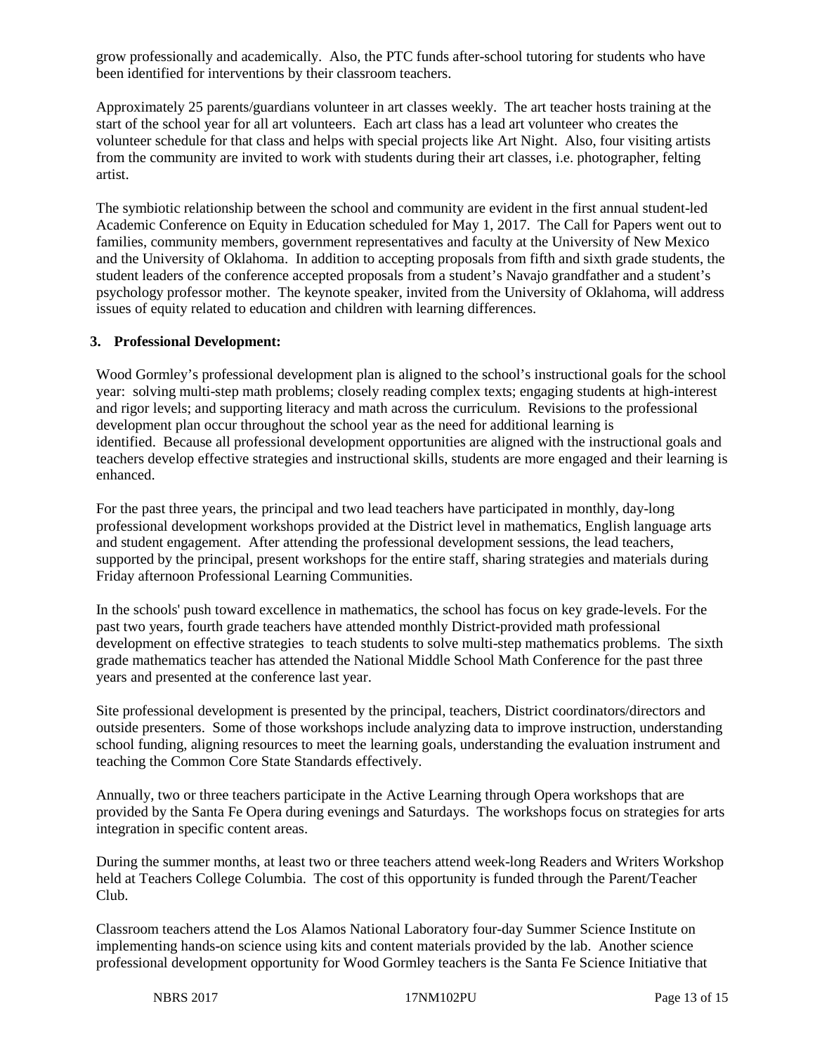grow professionally and academically. Also, the PTC funds after-school tutoring for students who have been identified for interventions by their classroom teachers.

Approximately 25 parents/guardians volunteer in art classes weekly. The art teacher hosts training at the start of the school year for all art volunteers. Each art class has a lead art volunteer who creates the volunteer schedule for that class and helps with special projects like Art Night. Also, four visiting artists from the community are invited to work with students during their art classes, i.e. photographer, felting artist.

The symbiotic relationship between the school and community are evident in the first annual student-led Academic Conference on Equity in Education scheduled for May 1, 2017. The Call for Papers went out to families, community members, government representatives and faculty at the University of New Mexico and the University of Oklahoma. In addition to accepting proposals from fifth and sixth grade students, the student leaders of the conference accepted proposals from a student's Navajo grandfather and a student's psychology professor mother. The keynote speaker, invited from the University of Oklahoma, will address issues of equity related to education and children with learning differences.

**3. Professional Development:**

Wood Gormley's professional development plan is aligned to the school's instructional goals for the school year: solving multi-step math problems; closely reading complex texts; engaging students at high-interest and rigor levels; and supporting literacy and math across the curriculum. Revisions to the professional development plan occur throughout the school year as the need for additional learning is identified. Because all professional development opportunities are aligned with the instructional goals and teachers develop effective strategies and instructional skills, students are more engaged and their learning is enhanced.

For the past three years, the principal and two lead teachers have participated in monthly, day-long professional development workshops provided at the District level in mathematics, English language arts and student engagement. After attending the professional development sessions, the lead teachers, supported by the principal, present workshops for the entire staff, sharing strategies and materials during Friday afternoon Professional Learning Communities.

In the schools' push toward excellence in mathematics, the school has focus on key grade-levels. For the past two years, fourth grade teachers have attended monthly District-provided math professional development on effective strategies to teach students to solve multi-step mathematics problems. The sixth grade mathematics teacher has attended the National Middle School Math Conference for the past three years and presented at the conference last year.

Site professional development is presented by the principal, teachers, District coordinators/directors and outside presenters. Some of those workshops include analyzing data to improve instruction, understanding school funding, aligning resources to meet the learning goals, understanding the evaluation instrument and teaching the Common Core State Standards effectively.

Annually, two or three teachers participate in the Active Learning through Opera workshops that are provided by the Santa Fe Opera during evenings and Saturdays. The workshops focus on strategies for arts integration in specific content areas.

During the summer months, at least two or three teachers attend week-long Readers and Writers Workshop held at Teachers College Columbia. The cost of this opportunity is funded through the Parent/Teacher Club.

Classroom teachers attend the Los Alamos National Laboratory four-day Summer Science Institute on implementing hands-on science using kits and content materials provided by the lab. Another science professional development opportunity for Wood Gormley teachers is the Santa Fe Science Initiative that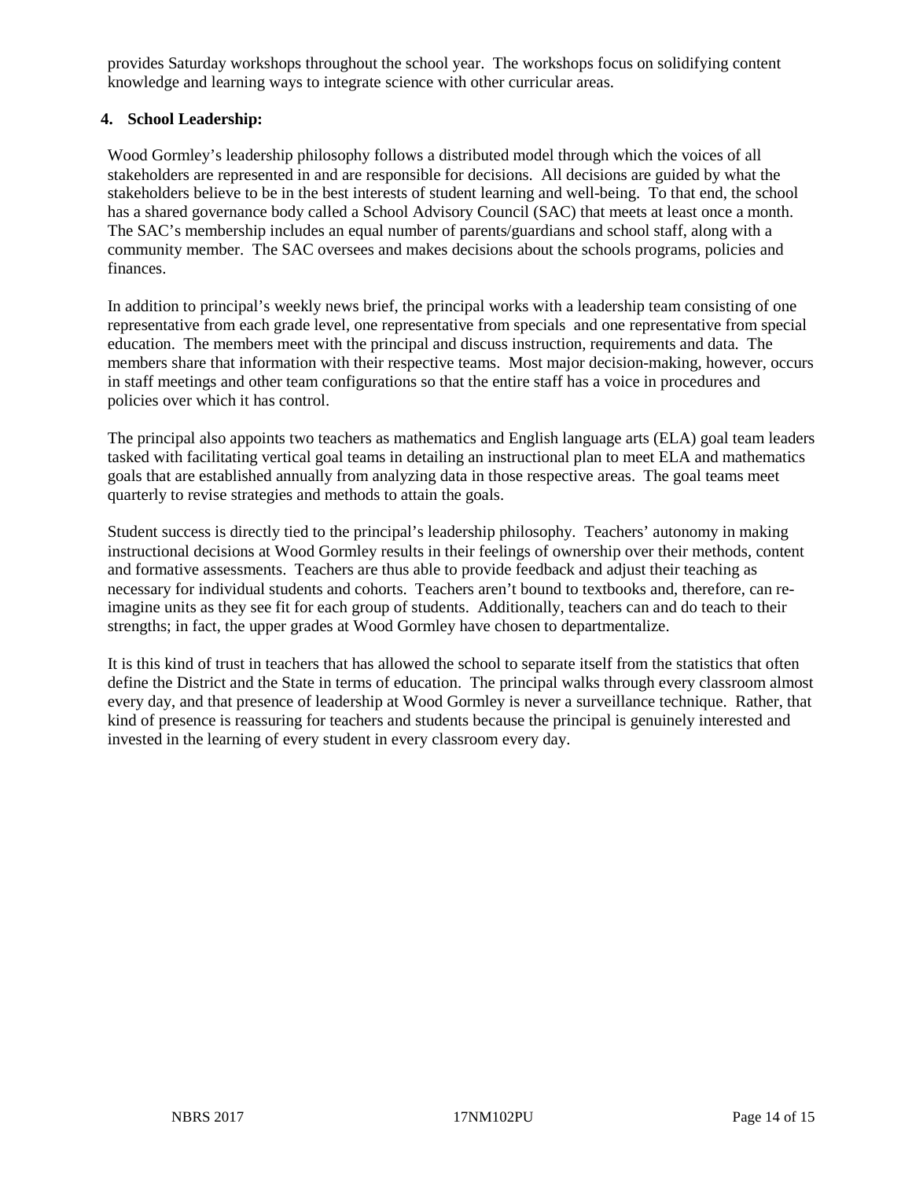provides Saturday workshops throughout the school year. The workshops focus on solidifying content knowledge and learning ways to integrate science with other curricular areas.

**4. School Leadership:**

Wood Gormley's leadership philosophy follows a distributed model through which the voices of all stakeholders are represented in and are responsible for decisions. All decisions are guided by what the stakeholders believe to be in the best interests of student learning and well-being. To that end, the school has a shared governance body called a School Advisory Council (SAC) that meets at least once a month. The SAC's membership includes an equal number of parents/guardians and school staff, along with a community member. The SAC oversees and makes decisions about the schools programs, policies and finances.

In addition to principal's weekly news brief, the principal works with a leadership team consisting of one representative from each grade level, one representative from specials and one representative from special education. The members meet with the principal and discuss instruction, requirements and data. The members share that information with their respective teams. Most major decision-making, however, occurs in staff meetings and other team configurations so that the entire staff has a voice in procedures and policies over which it has control.

The principal also appoints two teachers as mathematics and English language arts (ELA) goal team leaders tasked with facilitating vertical goal teams in detailing an instructional plan to meet ELA and mathematics goals that are established annually from analyzing data in those respective areas. The goal teams meet quarterly to revise strategies and methods to attain the goals.

Student success is directly tied to the principal's leadership philosophy. Teachers' autonomy in making instructional decisions at Wood Gormley results in their feelings of ownership over their methods, content and formative assessments. Teachers are thus able to provide feedback and adjust their teaching as necessary for individual students and cohorts. Teachers aren't bound to textbooks and, therefore, can re-imagine units as they see fit for each group of students. Additionally, teachers can and do teach to their strengths; in fact, the upper grades at Wood Gormley have chosen to departmentalize.

It is this kind of trust in teachers that has allowed the school to separate itself from the statistics that often define the District and the State in terms of education. The principal walks through every classroom almost every day, and that presence of leadership at Wood Gormley is never a surveillance technique. Rather, that kind of presence is reassuring for teachers and students because the principal is genuinely interested and invested in the learning of every student in every classroom every day.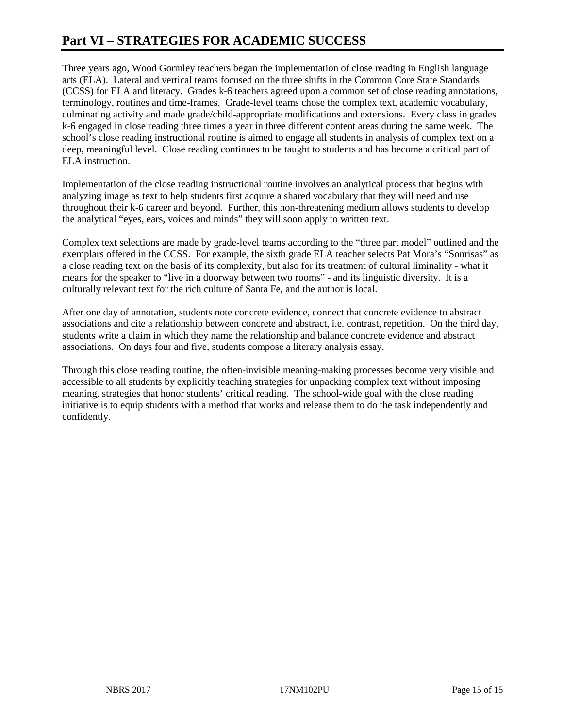# Part VI – STRATEGIES FOR ACADEMIC SUCCESS

Three years ago, Wood Gormley teachers began the implementation of close reading in English language arts (ELA). Lateral and vertical teams focused on the three shifts in the Common Core State Standards (CCSS) for ELA and literacy. Grades k-6 teachers agreed upon a common set of close reading annotations, terminology, routines and time-frames. Grade-level teams chose the complex text, academic vocabulary, culminating activity and made grade/child-appropriate modifications and extensions. Every class in grades k-6 engaged in close reading three times a year in three different content areas during the same week. The school's close reading instructional routine is aimed to engage all students in analysis of complex text on a deep, meaningful level. Close reading continues to be taught to students and has become a critical part of ELA instruction.

Implementation of the close reading instructional routine involves an analytical process that begins with analyzing image as text to help students first acquire a shared vocabulary that they will need and use throughout their k-6 career and beyond. Further, this non-threatening medium allows students to develop the analytical "eyes, ears, voices and minds" they will soon apply to written text.

Complex text selections are made by grade-level teams according to the "three part model" outlined and the exemplars offered in the CCSS. For example, the sixth grade ELA teacher selects Pat Mora's "Sonrisas" as a close reading text on the basis of its complexity, but also for its treatment of cultural liminality - what it means for the speaker to "live in a doorway between two rooms" - and its linguistic diversity. It is a culturally relevant text for the rich culture of Santa Fe, and the author is local.

After one day of annotation, students note concrete evidence, connect that concrete evidence to abstract associations and cite a relationship between concrete and abstract, i.e. contrast, repetition. On the third day, students write a claim in which they name the relationship and balance concrete evidence and abstract associations. On days four and five, students compose a literary analysis essay.

Through this close reading routine, the often-invisible meaning-making processes become very visible and accessible to all students by explicitly teaching strategies for unpacking complex text without imposing meaning, strategies that honor students' critical reading. The school-wide goal with the close reading initiative is to equip students with a method that works and release them to do the task independently and confidently.